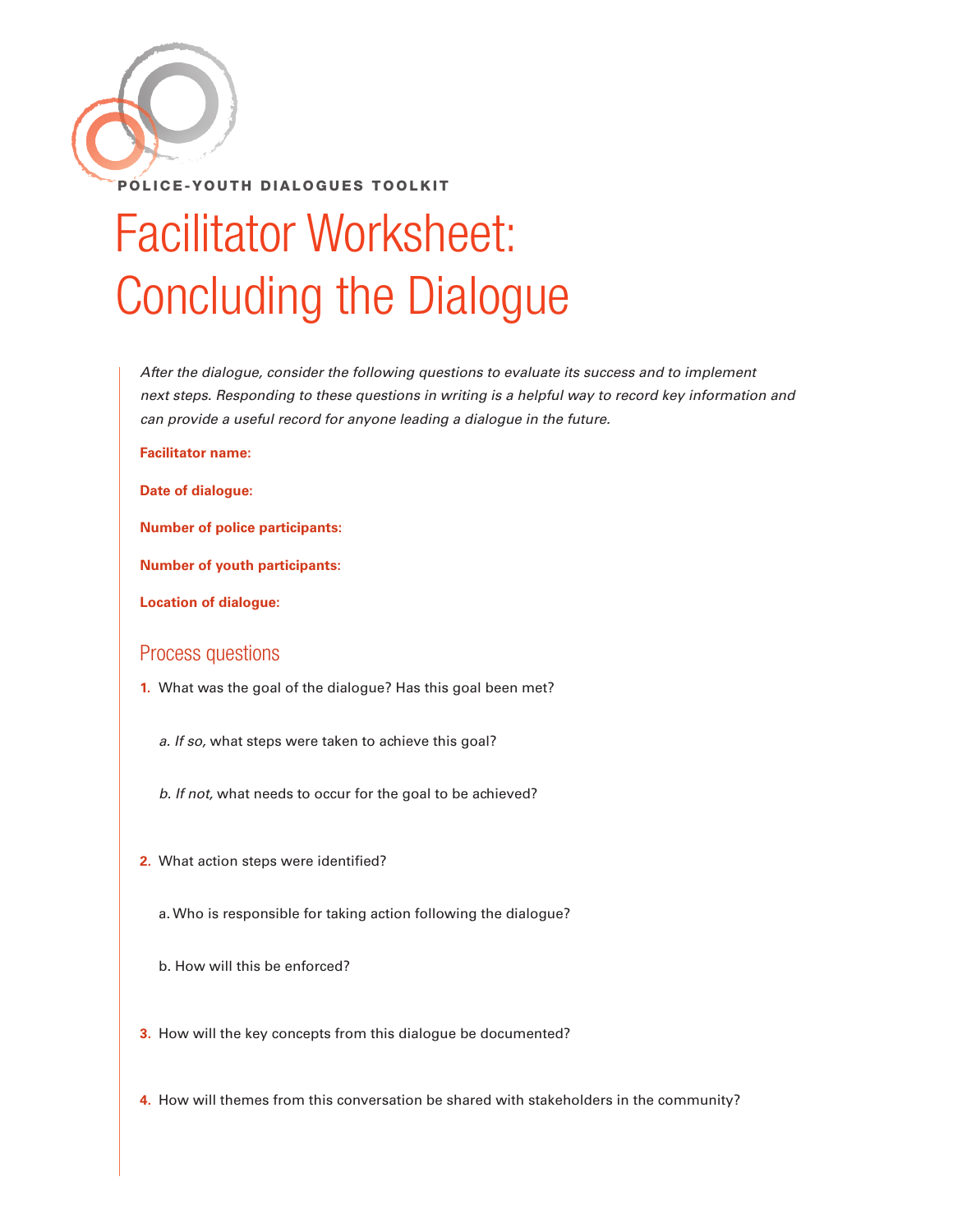POLICE-YOUTH DIALOGUES TOOLKIT

# Facilitator Worksheet: Concluding the Dialogue

*After the dialogue, consider the following questions to evaluate its success and to implement next steps. Responding to these questions in writing is a helpful way to record key information and can provide a useful record for anyone leading a dialogue in the future.*

**Facilitator name:**

**Date of dialogue:**

**Number of police participants:**

**Number of youth participants:**

**Location of dialogue:**

## Process questions

**1.** What was the goal of the dialogue? Has this goal been met?

a. *If so,* what steps were taken to achieve this goal?

b. *If not,* what needs to occur for the goal to be achieved?

**2.** What action steps were identified?

a. Who is responsible for taking action following the dialogue?

b. How will this be enforced?

**3.** How will the key concepts from this dialogue be documented?

**4.** How will themes from this conversation be shared with stakeholders in the community?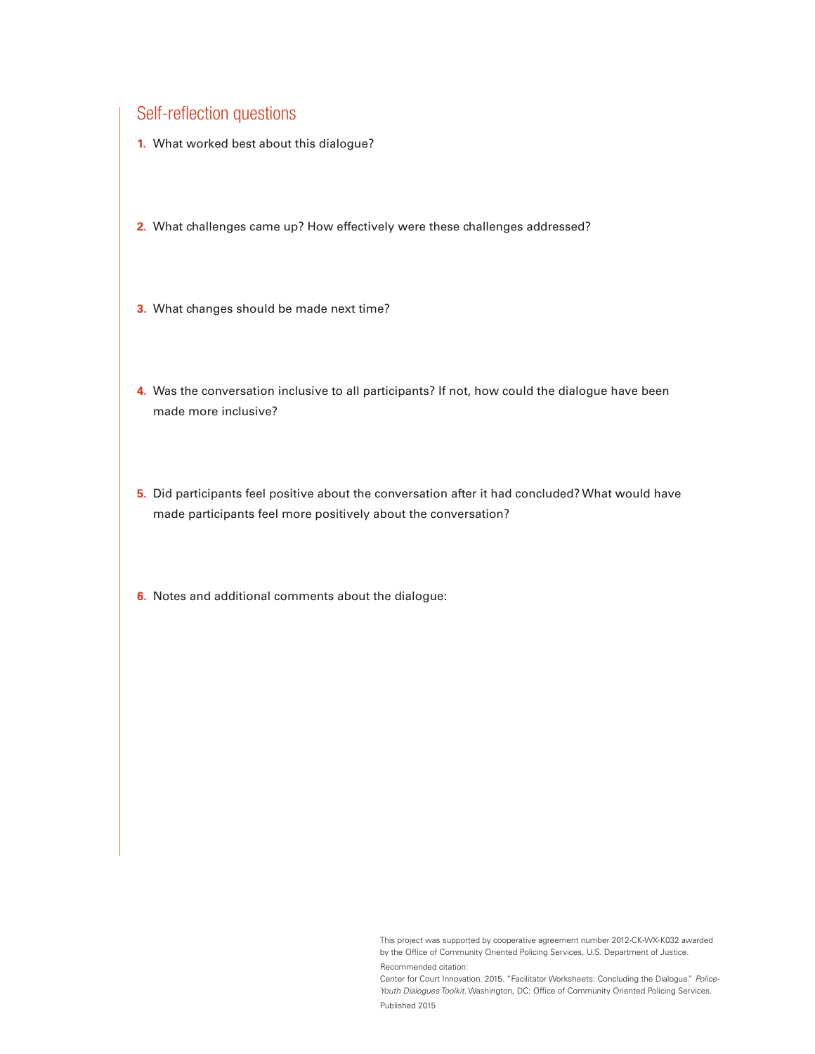## Self-reflection questions

1. What worked best about this dialogue?

2. What challenges came up? How effectively were these challenges addressed?

3. What changes should be made next time?

4. Was the conversation inclusive to all participants? If not, how could the dialogue have been made more inclusive?

5. Did participants feel positive about the conversation after it had concluded? What would have made participants feel more positively about the conversation?

6. Notes and additional comments about the dialogue:

This project was supported by cooperative agreement number 2012-CK-WX-K032 awarded by the Office of Community Oriented Policing Services, U.S. Department of Justice.

Recommended citation:

Center for Court Innovation. 2015. "Facilitator Worksheets: Concluding the Dialogue." *Police-Youth Dialogues Toolkit.* Washington, DC: Office of Community Oriented Policing Services.

Published 2015